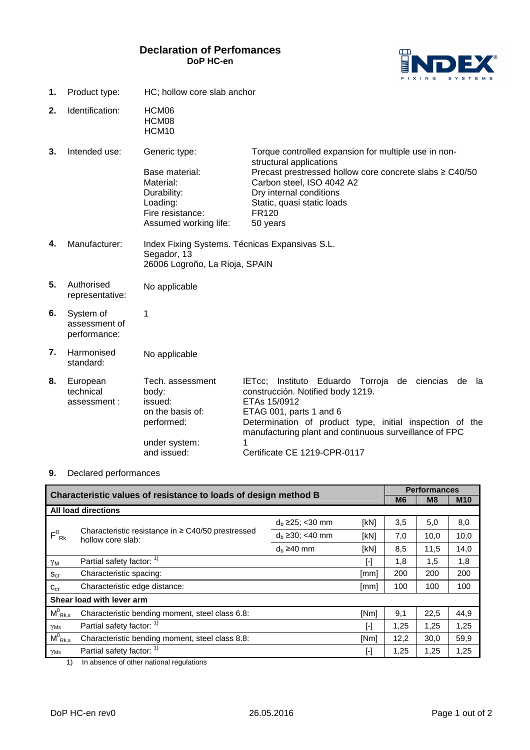# Declaration of Perfomances

**DoP HC-en**

**1.** Product type: HC; hollow core slab anchor

**2.** Identification: HCM06
HCM08
HCM10

**3.** Intended use:

| | |
|---|---|
| Generic type: | Torque controlled expansion for multiple use in non-structural applications |
| Base material: | Precast prestressed hollow core concrete slabs ≥ C40/50 |
| Material: | Carbon steel, ISO 4042 A2 |
| Durability: | Dry internal conditions |
| Loading: | Static, quasi static loads |
| Fire resistance: | FR120 |
| Assumed working life: | 50 years |

**4.** Manufacturer: Index Fixing Systems. Técnicas Expansivas S.L.
Segador, 13
26006 Logroño, La Rioja, SPAIN

**5.** Authorised representative: No applicable

**6.** System of assessment of performance: 1

**7.** Harmonised standard: No applicable

**8.** European technical assessment:

| | |
|---|---|
| Tech. assessment body: | IETcc; Instituto Eduardo Torroja de ciencias de la construcción. Notified body 1219. |
| issued: | ETAs 15/0912 |
| on the basis of: | ETAG 001, parts 1 and 6 |
| performed: | Determination of product type, initial inspection of the manufacturing plant and continuous surveillance of FPC |
| under system: | 1 |
| and issued: | Certificate CE 1219-CPR-0117 |

**9.** Declared performances

| Characteristic values of resistance to loads of design method B | | | | Performances M6 | M8 | M10 |
|---|---|---|---|---|---|---|
| **All load directions** | | | | | | |
| $F^0_{Rk}$ | Characteristic resistance in ≥ C40/50 prestressed hollow core slab: | $d_b$ ≥25; <30 mm | [kN] | 3,5 | 5,0 | 8,0 |
| | | $d_b$ ≥30; <40 mm | [kN] | 7,0 | 10,0 | 10,0 |
| | | $d_b$ ≥40 mm | [kN] | 8,5 | 11,5 | 14,0 |
| $\gamma_M$ | Partial safety factor: 1) | | [-] | 1,8 | 1,5 | 1,8 |
| $s_{cr}$ | Characteristic spacing: | | [mm] | 200 | 200 | 200 |
| $c_{cr}$ | Characteristic edge distance: | | [mm] | 100 | 100 | 100 |
| **Shear load with lever arm** | | | | | | |
| $M^0_{Rk,s}$ | Characteristic bending moment, steel class 6.8: | | [Nm] | 9,1 | 22,5 | 44,9 |
| $\gamma_{Ms}$ | Partial safety factor: 1) | | [-] | 1,25 | 1,25 | 1,25 |
| $M^0_{Rk,s}$ | Characteristic bending moment, steel class 8.8: | | [Nm] | 12,2 | 30,0 | 59,9 |
| $\gamma_{Ms}$ | Partial safety factor: 1) | | [-] | 1,25 | 1,25 | 1,25 |

1) In absence of other national regulations

DoP HC-en rev0 26.05.2016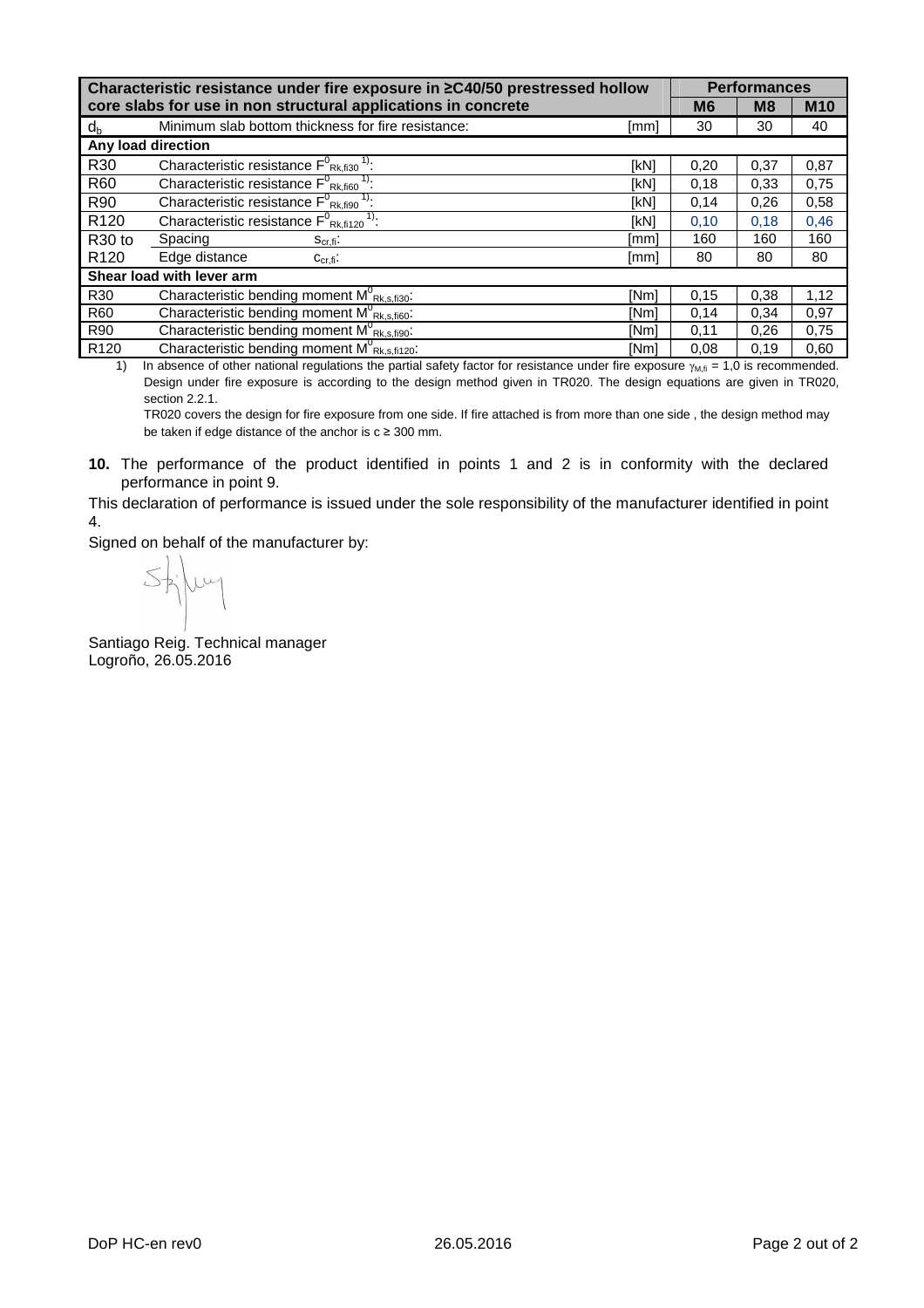| Characteristic resistance under fire exposure in ≥C40/50 prestressed hollow core slabs for use in non structural applications in concrete | | | Performances | | |
|---|---|---|---|---|---|
| | | | M6 | M8 | M10 |
| $d_b$ | Minimum slab bottom thickness for fire resistance: | [mm] | 30 | 30 | 40 |
| **Any load direction** | | | | | |
| R30 | Characteristic resistance $F^0_{Rk,fi30}$ [1)]: | [kN] | 0,20 | 0,37 | 0,87 |
| R60 | Characteristic resistance $F^0_{Rk,fi60}$ [1)]: | [kN] | 0,18 | 0,33 | 0,75 |
| R90 | Characteristic resistance $F^0_{Rk,fi90}$ [1)]: | [kN] | 0,14 | 0,26 | 0,58 |
| R120 | Characteristic resistance $F^0_{Rk,fi120}$ [1)]: | [kN] | 0,10 | 0,18 | 0,46 |
| R30 to | Spacing $s_{cr,fi}$: | [mm] | 160 | 160 | 160 |
| R120 | Edge distance $c_{cr,fi}$: | [mm] | 80 | 80 | 80 |
| **Shear load with lever arm** | | | | | |
| R30 | Characteristic bending moment $M^0_{Rk,s,fi30}$: | [Nm] | 0,15 | 0,38 | 1,12 |
| R60 | Characteristic bending moment $M^0_{Rk,s,fi60}$: | [Nm] | 0,14 | 0,34 | 0,97 |
| R90 | Characteristic bending moment $M^0_{Rk,s,fi90}$: | [Nm] | 0,11 | 0,26 | 0,75 |
| R120 | Characteristic bending moment $M^0_{Rk,s,fi120}$: | [Nm] | 0,08 | 0,19 | 0,60 |

1) In absence of other national regulations the partial safety factor for resistance under fire exposure $\gamma_{M,fi} = 1,0$ is recommended. Design under fire exposure is according to the design method given in TR020. The design equations are given in TR020, section 2.2.1.
TR020 covers the design for fire exposure from one side. If fire attached is from more than one side , the design method may be taken if edge distance of the anchor is c ≥ 300 mm.

**10.** The performance of the product identified in points 1 and 2 is in conformity with the declared performance in point 9.

This declaration of performance is issued under the sole responsibility of the manufacturer identified in point 4.

Signed on behalf of the manufacturer by:

Santiago Reig. Technical manager
Logroño, 26.05.2016